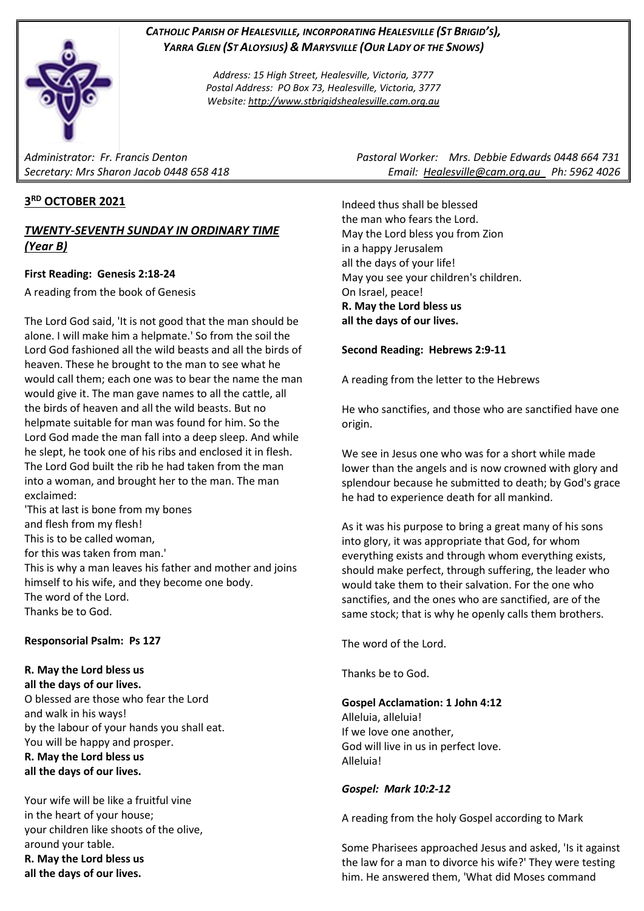***CATHOLIC PARISH OF HEALESVILLE, INCORPORATING HEALESVILLE (ST BRIGID'S), YARRA GLEN (ST ALOYSIUS) & MARYSVILLE (OUR LADY OF THE SNOWS)***

*Address: 15 High Street, Healesville, Victoria, 3777*
*Postal Address: PO Box 73, Healesville, Victoria, 3777*
*Website: http://www.stbrigidshealesville.cam.org.au*

*Administrator: Fr. Francis Denton* | *Pastoral Worker: Mrs. Debbie Edwards 0448 664 731*
*Secretary: Mrs Sharon Jacob 0448 658 418* | *Email: Healesville@cam.org.au Ph: 5962 4026*

## 3RD OCTOBER 2021

## *TWENTY-SEVENTH SUNDAY IN ORDINARY TIME (Year B)*

**First Reading: Genesis 2:18-24**

A reading from the book of Genesis

The Lord God said, 'It is not good that the man should be alone. I will make him a helpmate.' So from the soil the Lord God fashioned all the wild beasts and all the birds of heaven. These he brought to the man to see what he would call them; each one was to bear the name the man would give it. The man gave names to all the cattle, all the birds of heaven and all the wild beasts. But no helpmate suitable for man was found for him. So the Lord God made the man fall into a deep sleep. And while he slept, he took one of his ribs and enclosed it in flesh. The Lord God built the rib he had taken from the man into a woman, and brought her to the man. The man exclaimed:
'This at last is bone from my bones
and flesh from my flesh!
This is to be called woman,
for this was taken from man.'
This is why a man leaves his father and mother and joins himself to his wife, and they become one body.
The word of the Lord.
Thanks be to God.

**Responsorial Psalm: Ps 127**

**R. May the Lord bless us
all the days of our lives.**
O blessed are those who fear the Lord
and walk in his ways!
by the labour of your hands you shall eat.
You will be happy and prosper.
**R. May the Lord bless us
all the days of our lives.**

Your wife will be like a fruitful vine
in the heart of your house;
your children like shoots of the olive,
around your table.
**R. May the Lord bless us
all the days of our lives.**

Indeed thus shall be blessed
the man who fears the Lord.
May the Lord bless you from Zion
in a happy Jerusalem
all the days of your life!
May you see your children's children.
On Israel, peace!
**R. May the Lord bless us
all the days of our lives.**

**Second Reading: Hebrews 2:9-11**

A reading from the letter to the Hebrews

He who sanctifies, and those who are sanctified have one origin.

We see in Jesus one who was for a short while made lower than the angels and is now crowned with glory and splendour because he submitted to death; by God's grace he had to experience death for all mankind.

As it was his purpose to bring a great many of his sons into glory, it was appropriate that God, for whom everything exists and through whom everything exists, should make perfect, through suffering, the leader who would take them to their salvation. For the one who sanctifies, and the ones who are sanctified, are of the same stock; that is why he openly calls them brothers.

The word of the Lord.

Thanks be to God.

**Gospel Acclamation: 1 John 4:12**
Alleluia, alleluia!
If we love one another,
God will live in us in perfect love.
Alleluia!

***Gospel: Mark 10:2-12***

A reading from the holy Gospel according to Mark

Some Pharisees approached Jesus and asked, 'Is it against the law for a man to divorce his wife?' They were testing him. He answered them, 'What did Moses command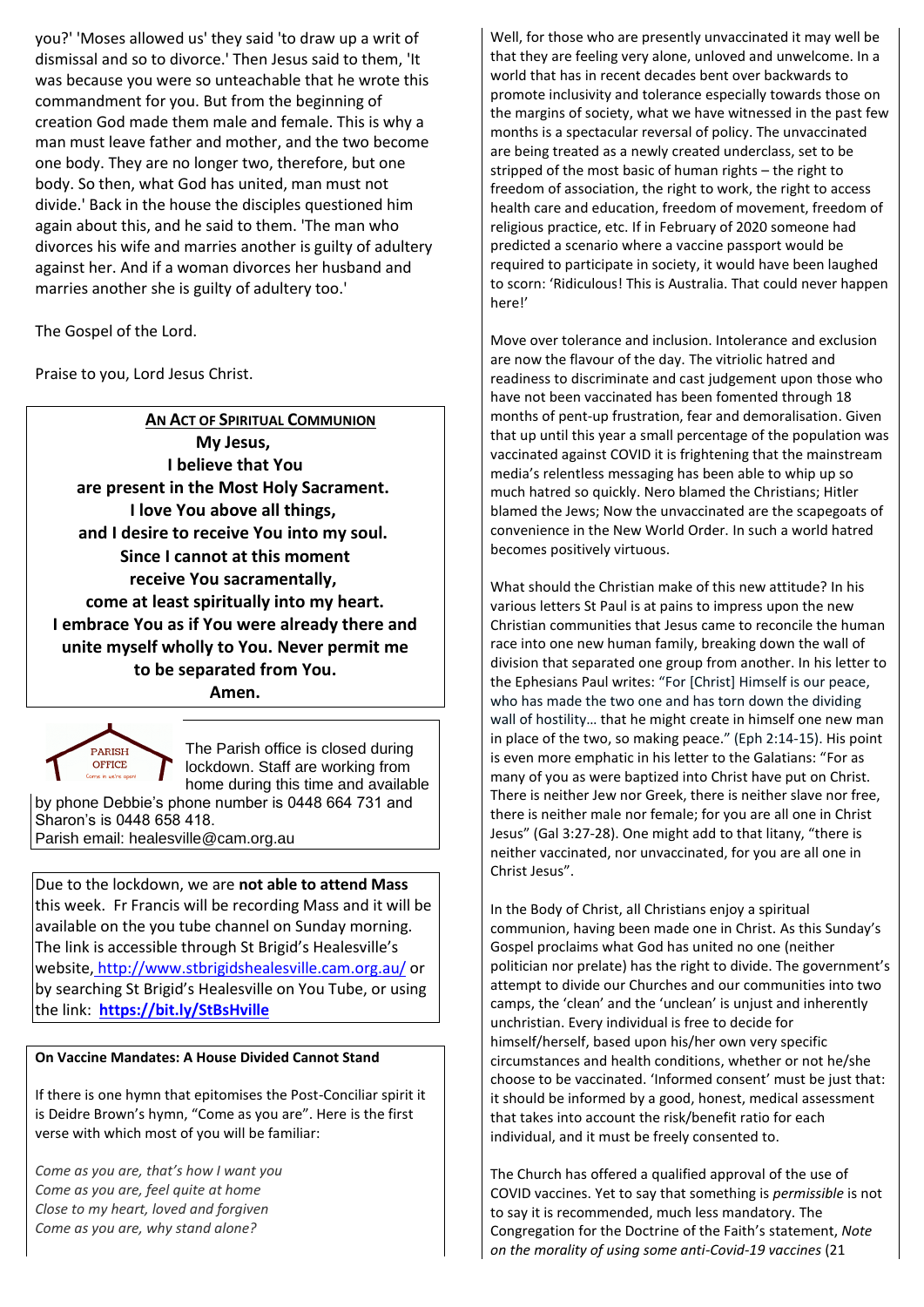you?' 'Moses allowed us' they said 'to draw up a writ of dismissal and so to divorce.' Then Jesus said to them, 'It was because you were so unteachable that he wrote this commandment for you. But from the beginning of creation God made them male and female. This is why a man must leave father and mother, and the two become one body. They are no longer two, therefore, but one body. So then, what God has united, man must not divide.' Back in the house the disciples questioned him again about this, and he said to them. 'The man who divorces his wife and marries another is guilty of adultery against her. And if a woman divorces her husband and marries another she is guilty of adultery too.'

The Gospel of the Lord.

Praise to you, Lord Jesus Christ.

**AN ACT OF SPIRITUAL COMMUNION**

**My Jesus,**
**I believe that You**
**are present in the Most Holy Sacrament.**
**I love You above all things,**
**and I desire to receive You into my soul.**
**Since I cannot at this moment**
**receive You sacramentally,**
**come at least spiritually into my heart.**
**I embrace You as if You were already there and**
**unite myself wholly to You. Never permit me**
**to be separated from You.**
**Amen.**

PARISH OFFICE

The Parish office is closed during lockdown. Staff are working from home during this time and available by phone Debbie's phone number is 0448 664 731 and Sharon's is 0448 658 418.
Parish email: healesville@cam.org.au

Due to the lockdown, we are **not able to attend Mass** this week. Fr Francis will be recording Mass and it will be available on the you tube channel on Sunday morning. The link is accessible through St Brigid's Healesville's website, http://www.stbrigidshealesville.cam.org.au/ or by searching St Brigid's Healesville on You Tube, or using the link: **https://bit.ly/StBsHville**

**On Vaccine Mandates: A House Divided Cannot Stand**

If there is one hymn that epitomises the Post-Conciliar spirit it is Deidre Brown's hymn, "Come as you are". Here is the first verse with which most of you will be familiar:

*Come as you are, that's how I want you*
*Come as you are, feel quite at home*
*Close to my heart, loved and forgiven*
*Come as you are, why stand alone?*

Well, for those who are presently unvaccinated it may well be that they are feeling very alone, unloved and unwelcome. In a world that has in recent decades bent over backwards to promote inclusivity and tolerance especially towards those on the margins of society, what we have witnessed in the past few months is a spectacular reversal of policy. The unvaccinated are being treated as a newly created underclass, set to be stripped of the most basic of human rights – the right to freedom of association, the right to work, the right to access health care and education, freedom of movement, freedom of religious practice, etc. If in February of 2020 someone had predicted a scenario where a vaccine passport would be required to participate in society, it would have been laughed to scorn: 'Ridiculous! This is Australia. That could never happen here!'

Move over tolerance and inclusion. Intolerance and exclusion are now the flavour of the day. The vitriolic hatred and readiness to discriminate and cast judgement upon those who have not been vaccinated has been fomented through 18 months of pent-up frustration, fear and demoralisation. Given that up until this year a small percentage of the population was vaccinated against COVID it is frightening that the mainstream media's relentless messaging has been able to whip up so much hatred so quickly. Nero blamed the Christians; Hitler blamed the Jews; Now the unvaccinated are the scapegoats of convenience in the New World Order. In such a world hatred becomes positively virtuous.

What should the Christian make of this new attitude? In his various letters St Paul is at pains to impress upon the new Christian communities that Jesus came to reconcile the human race into one new human family, breaking down the wall of division that separated one group from another. In his letter to the Ephesians Paul writes: "For [Christ] Himself is our peace, who has made the two one and has torn down the dividing wall of hostility… that he might create in himself one new man in place of the two, so making peace." (Eph 2:14-15). His point is even more emphatic in his letter to the Galatians: "For as many of you as were baptized into Christ have put on Christ. There is neither Jew nor Greek, there is neither slave nor free, there is neither male nor female; for you are all one in Christ Jesus" (Gal 3:27-28). One might add to that litany, "there is neither vaccinated, nor unvaccinated, for you are all one in Christ Jesus".

In the Body of Christ, all Christians enjoy a spiritual communion, having been made one in Christ. As this Sunday's Gospel proclaims what God has united no one (neither politician nor prelate) has the right to divide. The government's attempt to divide our Churches and our communities into two camps, the 'clean' and the 'unclean' is unjust and inherently unchristian. Every individual is free to decide for himself/herself, based upon his/her own very specific circumstances and health conditions, whether or not he/she choose to be vaccinated. 'Informed consent' must be just that: it should be informed by a good, honest, medical assessment that takes into account the risk/benefit ratio for each individual, and it must be freely consented to.

The Church has offered a qualified approval of the use of COVID vaccines. Yet to say that something is *permissible* is not to say it is recommended, much less mandatory. The Congregation for the Doctrine of the Faith's statement, *Note on the morality of using some anti-Covid-19 vaccines* (21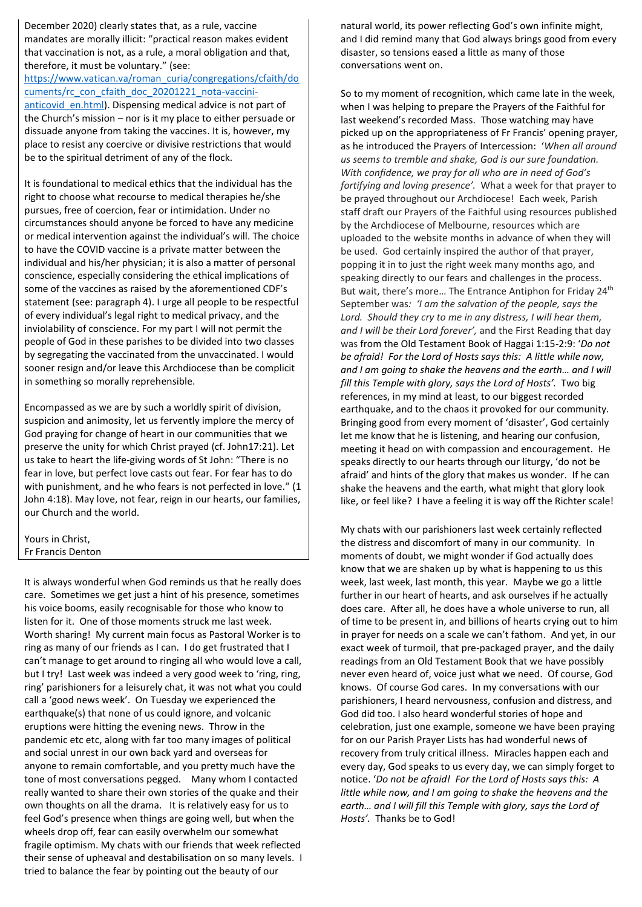December 2020) clearly states that, as a rule, vaccine mandates are morally illicit: "practical reason makes evident that vaccination is not, as a rule, a moral obligation and that, therefore, it must be voluntary." (see: [https://www.vatican.va/roman_curia/congregations/cfaith/documents/rc_con_cfaith_doc_20201221_nota-vaccini-anticovid_en.html](https://www.vatican.va/roman_curia/congregations/cfaith/documents/rc_con_cfaith_doc_20201221_nota-vaccini-anticovid_en.html)). Dispensing medical advice is not part of the Church's mission – nor is it my place to either persuade or dissuade anyone from taking the vaccines. It is, however, my place to resist any coercive or divisive restrictions that would be to the spiritual detriment of any of the flock.

It is foundational to medical ethics that the individual has the right to choose what recourse to medical therapies he/she pursues, free of coercion, fear or intimidation. Under no circumstances should anyone be forced to have any medicine or medical intervention against the individual's will. The choice to have the COVID vaccine is a private matter between the individual and his/her physician; it is also a matter of personal conscience, especially considering the ethical implications of some of the vaccines as raised by the aforementioned CDF's statement (see: paragraph 4). I urge all people to be respectful of every individual's legal right to medical privacy, and the inviolability of conscience. For my part I will not permit the people of God in these parishes to be divided into two classes by segregating the vaccinated from the unvaccinated. I would sooner resign and/or leave this Archdiocese than be complicit in something so morally reprehensible.

Encompassed as we are by such a worldly spirit of division, suspicion and animosity, let us fervently implore the mercy of God praying for change of heart in our communities that we preserve the unity for which Christ prayed (cf. John17:21). Let us take to heart the life-giving words of St John: "There is no fear in love, but perfect love casts out fear. For fear has to do with punishment, and he who fears is not perfected in love." (1 John 4:18). May love, not fear, reign in our hearts, our families, our Church and the world.

Yours in Christ,
Fr Francis Denton

---

It is always wonderful when God reminds us that he really does care. Sometimes we get just a hint of his presence, sometimes his voice booms, easily recognisable for those who know to listen for it. One of those moments struck me last week. Worth sharing! My current main focus as Pastoral Worker is to ring as many of our friends as I can. I do get frustrated that I can't manage to get around to ringing all who would love a call, but I try! Last week was indeed a very good week to 'ring, ring, ring' parishioners for a leisurely chat, it was not what you could call a 'good news week'. On Tuesday we experienced the earthquake(s) that none of us could ignore, and volcanic eruptions were hitting the evening news. Throw in the pandemic etc etc, along with far too many images of political and social unrest in our own back yard and overseas for anyone to remain comfortable, and you pretty much have the tone of most conversations pegged. Many whom I contacted really wanted to share their own stories of the quake and their own thoughts on all the drama. It is relatively easy for us to feel God's presence when things are going well, but when the wheels drop off, fear can easily overwhelm our somewhat fragile optimism. My chats with our friends that week reflected their sense of upheaval and destabilisation on so many levels. I tried to balance the fear by pointing out the beauty of our natural world, its power reflecting God's own infinite might, and I did remind many that God always brings good from every disaster, so tensions eased a little as many of those conversations went on.

So to my moment of recognition, which came late in the week, when I was helping to prepare the Prayers of the Faithful for last weekend's recorded Mass. Those watching may have picked up on the appropriateness of Fr Francis' opening prayer, as he introduced the Prayers of Intercession: '*When all around us seems to tremble and shake, God is our sure foundation. With confidence, we pray for all who are in need of God's fortifying and loving presence'*. What a week for that prayer to be prayed throughout our Archdiocese! Each week, Parish staff draft our Prayers of the Faithful using resources published by the Archdiocese of Melbourne, resources which are uploaded to the website months in advance of when they will be used. God certainly inspired the author of that prayer, popping it in to just the right week many months ago, and speaking directly to our fears and challenges in the process. But wait, there's more… The Entrance Antiphon for Friday 24th September was*: 'I am the salvation of the people, says the Lord. Should they cry to me in any distress, I will hear them, and I will be their Lord forever',* and the First Reading that day was from the Old Testament Book of Haggai 1:15-2:9: '*Do not be afraid! For the Lord of Hosts says this: A little while now, and I am going to shake the heavens and the earth… and I will fill this Temple with glory, says the Lord of Hosts'.* Two big references, in my mind at least, to our biggest recorded earthquake, and to the chaos it provoked for our community. Bringing good from every moment of 'disaster', God certainly let me know that he is listening, and hearing our confusion, meeting it head on with compassion and encouragement. He speaks directly to our hearts through our liturgy, 'do not be afraid' and hints of the glory that makes us wonder. If he can shake the heavens and the earth, what might that glory look like, or feel like? I have a feeling it is way off the Richter scale!

My chats with our parishioners last week certainly reflected the distress and discomfort of many in our community. In moments of doubt, we might wonder if God actually does know that we are shaken up by what is happening to us this week, last week, last month, this year. Maybe we go a little further in our heart of hearts, and ask ourselves if he actually does care. After all, he does have a whole universe to run, all of time to be present in, and billions of hearts crying out to him in prayer for needs on a scale we can't fathom. And yet, in our exact week of turmoil, that pre-packaged prayer, and the daily readings from an Old Testament Book that we have possibly never even heard of, voice just what we need. Of course, God knows. Of course God cares. In my conversations with our parishioners, I heard nervousness, confusion and distress, and God did too. I also heard wonderful stories of hope and celebration, just one example, someone we have been praying for on our Parish Prayer Lists has had wonderful news of recovery from truly critical illness. Miracles happen each and every day, God speaks to us every day, we can simply forget to notice. '*Do not be afraid! For the Lord of Hosts says this: A little while now, and I am going to shake the heavens and the earth… and I will fill this Temple with glory, says the Lord of Hosts'.* Thanks be to God!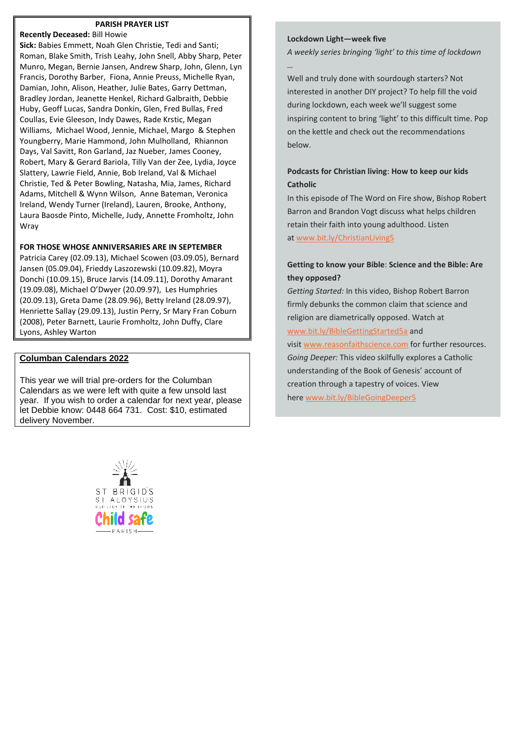## PARISH PRAYER LIST

**Recently Deceased:** Bill Howie

**Sick:** Babies Emmett, Noah Glen Christie, Tedi and Santi; Roman, Blake Smith, Trish Leahy, John Snell, Abby Sharp, Peter Munro, Megan, Bernie Jansen, Andrew Sharp, John, Glenn, Lyn Francis, Dorothy Barber, Fiona, Annie Preuss, Michelle Ryan, Damian, John, Alison, Heather, Julie Bates, Garry Dettman, Bradley Jordan, Jeanette Henkel, Richard Galbraith, Debbie Huby, Geoff Lucas, Sandra Donkin, Glen, Fred Bullas, Fred Coullas, Evie Gleeson, Indy Dawes, Rade Krstic, Megan Williams, Michael Wood, Jennie, Michael, Margo & Stephen Youngberry, Marie Hammond, John Mulholland, Rhiannon Days, Val Savitt, Ron Garland, Jaz Nueber, James Cooney, Robert, Mary & Gerard Bariola, Tilly Van der Zee, Lydia, Joyce Slattery, Lawrie Field, Annie, Bob Ireland, Val & Michael Christie, Ted & Peter Bowling, Natasha, Mia, James, Richard Adams, Mitchell & Wynn Wilson, Anne Bateman, Veronica Ireland, Wendy Turner (Ireland), Lauren, Brooke, Anthony, Laura Baosde Pinto, Michelle, Judy, Annette Fromholtz, John Wray

**FOR THOSE WHOSE ANNIVERSARIES ARE IN SEPTEMBER**

Patricia Carey (02.09.13), Michael Scowen (03.09.05), Bernard Jansen (05.09.04), Frieddy Laszozewski (10.09.82), Moyra Donchi (10.09.15), Bruce Jarvis (14.09.11), Dorothy Amarant (19.09.08), Michael O'Dwyer (20.09.97), Les Humphries (20.09.13), Greta Dame (28.09.96), Betty Ireland (28.09.97), Henriette Sallay (29.09.13), Justin Perry, Sr Mary Fran Coburn (2008), Peter Barnett, Laurie Fromholtz, John Duffy, Clare Lyons, Ashley Warton

## Columban Calendars 2022

This year we will trial pre-orders for the Columban Calendars as we were left with quite a few unsold last year. If you wish to order a calendar for next year, please let Debbie know: 0448 664 731. Cost: $10, estimated delivery November.

ST BRIGID'S
ST ALOYSIUS
OUR LADY OF THE SNOWS
Child safe
PARISH

## Lockdown Light—week five

*A weekly series bringing 'light' to this time of lockdown …*

Well and truly done with sourdough starters? Not interested in another DIY project? To help fill the void during lockdown, each week we'll suggest some inspiring content to bring 'light' to this difficult time. Pop on the kettle and check out the recommendations below.

**Podcasts for Christian living**: **How to keep our kids Catholic**

In this episode of The Word on Fire show, Bishop Robert Barron and Brandon Vogt discuss what helps children retain their faith into young adulthood. Listen at www.bit.ly/ChristianLiving5

**Getting to know your Bible**: **Science and the Bible: Are they opposed?**

*Getting Started:* In this video, Bishop Robert Barron firmly debunks the common claim that science and religion are diametrically opposed. Watch at www.bit.ly/BibleGettingStarted5a and visit www.reasonfaithscience.com for further resources.

*Going Deeper:* This video skilfully explores a Catholic understanding of the Book of Genesis' account of creation through a tapestry of voices. View here www.bit.ly/BibleGoingDeeper5